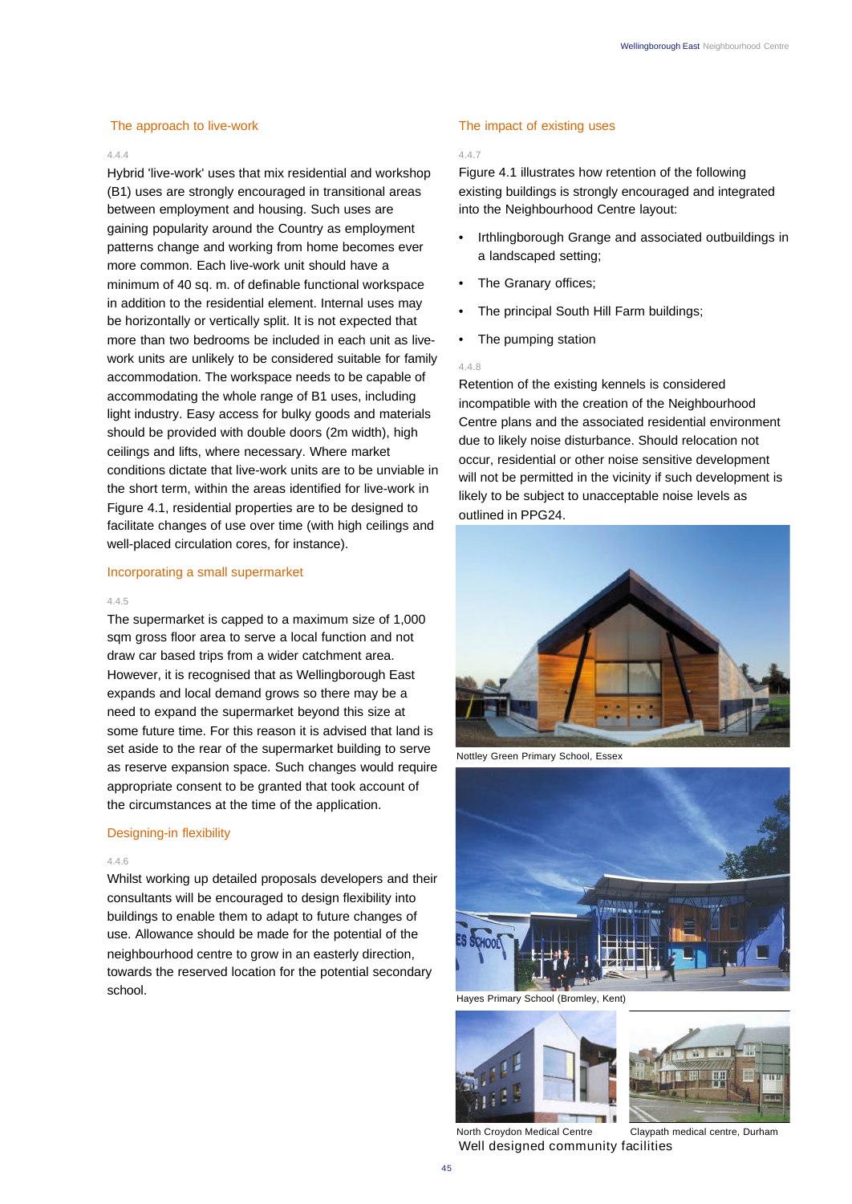## The approach to live-work

4.4.4

Hybrid 'live-work' uses that mix residential and workshop (B1) uses are strongly encouraged in transitional areas between employment and housing. Such uses are gaining popularity around the Country as employment patterns change and working from home becomes ever more common. Each live-work unit should have a minimum of 40 sq. m. of definable functional workspace in addition to the residential element. Internal uses may be horizontally or vertically split. It is not expected that more than two bedrooms be included in each unit as live-work units are unlikely to be considered suitable for family accommodation. The workspace needs to be capable of accommodating the whole range of B1 uses, including light industry. Easy access for bulky goods and materials should be provided with double doors (2m width), high ceilings and lifts, where necessary. Where market conditions dictate that live-work units are to be unviable in the short term, within the areas identified for live-work in Figure 4.1, residential properties are to be designed to facilitate changes of use over time (with high ceilings and well-placed circulation cores, for instance).

## Incorporating a small supermarket

4.4.5

The supermarket is capped to a maximum size of 1,000 sqm gross floor area to serve a local function and not draw car based trips from a wider catchment area. However, it is recognised that as Wellingborough East expands and local demand grows so there may be a need to expand the supermarket beyond this size at some future time. For this reason it is advised that land is set aside to the rear of the supermarket building to serve as reserve expansion space. Such changes would require appropriate consent to be granted that took account of the circumstances at the time of the application.

## Designing-in flexibility

4.4.6

Whilst working up detailed proposals developers and their consultants will be encouraged to design flexibility into buildings to enable them to adapt to future changes of use. Allowance should be made for the potential of the neighbourhood centre to grow in an easterly direction, towards the reserved location for the potential secondary school.

## The impact of existing uses

4.4.7

Figure 4.1 illustrates how retention of the following existing buildings is strongly encouraged and integrated into the Neighbourhood Centre layout:

- Irthlingborough Grange and associated outbuildings in a landscaped setting;
- The Granary offices;
- The principal South Hill Farm buildings;
- The pumping station

4.4.8

Retention of the existing kennels is considered incompatible with the creation of the Neighbourhood Centre plans and the associated residential environment due to likely noise disturbance. Should relocation not occur, residential or other noise sensitive development will not be permitted in the vicinity if such development is likely to be subject to unacceptable noise levels as outlined in PPG24.

Nottley Green Primary School, Essex

Hayes Primary School (Bromley, Kent)

North Croydon Medical Centre

Claypath medical centre, Durham

Well designed community facilities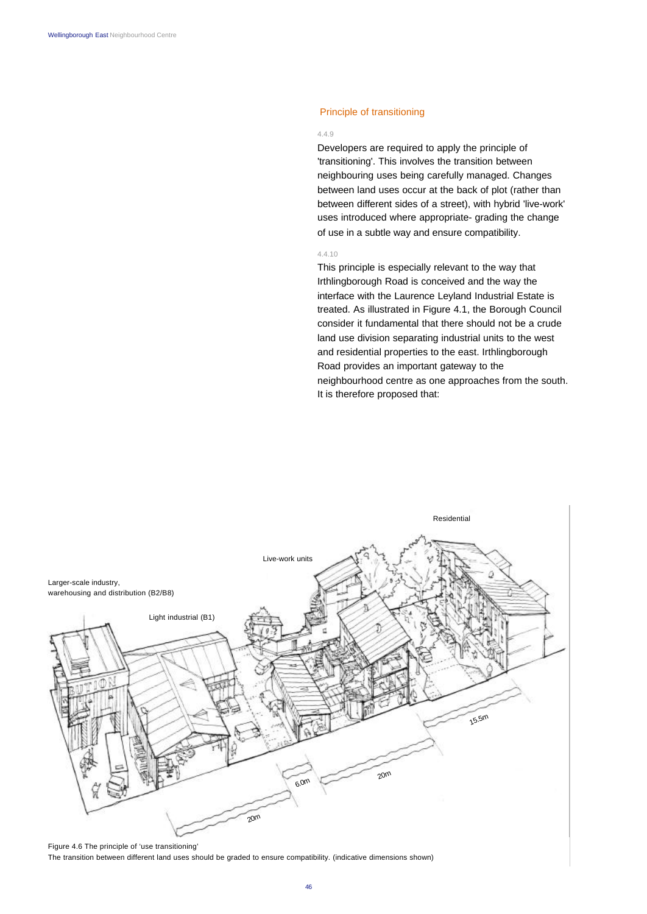## Principle of transitioning

4.4.9

Developers are required to apply the principle of 'transitioning'. This involves the transition between neighbouring uses being carefully managed. Changes between land uses occur at the back of plot (rather than between different sides of a street), with hybrid 'live-work' uses introduced where appropriate- grading the change of use in a subtle way and ensure compatibility.

4.4.10

This principle is especially relevant to the way that Irthlingborough Road is conceived and the way the interface with the Laurence Leyland Industrial Estate is treated. As illustrated in Figure 4.1, the Borough Council consider it fundamental that there should not be a crude land use division separating industrial units to the west and residential properties to the east. Irthlingborough Road provides an important gateway to the neighbourhood centre as one approaches from the south. It is therefore proposed that:

Figure 4.6 The principle of 'use transitioning'
The transition between different land uses should be graded to ensure compatibility. (indicative dimensions shown)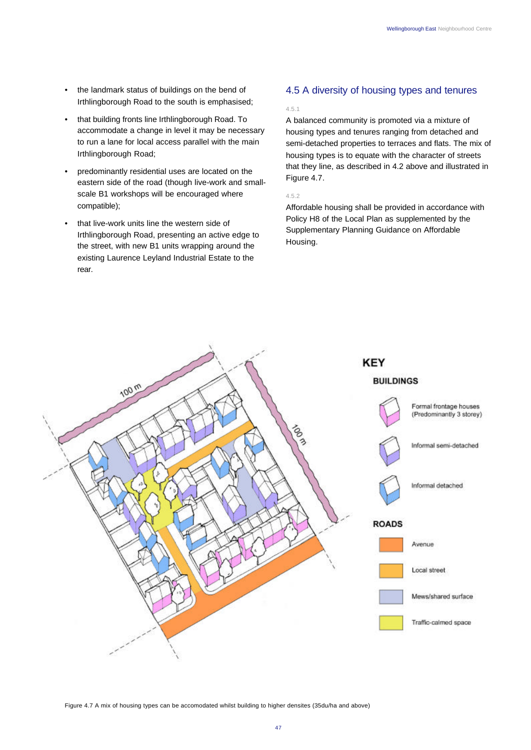- the landmark status of buildings on the bend of Irthlingborough Road to the south is emphasised;
- that building fronts line Irthlingborough Road. To accommodate a change in level it may be necessary to run a lane for local access parallel with the main Irthlingborough Road;
- predominantly residential uses are located on the eastern side of the road (though live-work and small-scale B1 workshops will be encouraged where compatible);
- that live-work units line the western side of Irthlingborough Road, presenting an active edge to the street, with new B1 units wrapping around the existing Laurence Leyland Industrial Estate to the rear.

## 4.5 A diversity of housing types and tenures

4.5.1

A balanced community is promoted via a mixture of housing types and tenures ranging from detached and semi-detached properties to terraces and flats. The mix of housing types is to equate with the character of streets that they line, as described in 4.2 above and illustrated in Figure 4.7.

4.5.2

Affordable housing shall be provided in accordance with Policy H8 of the Local Plan as supplemented by the Supplementary Planning Guidance on Affordable Housing.

Figure 4.7 A mix of housing types can be accomodated whilst building to higher densites (35du/ha and above)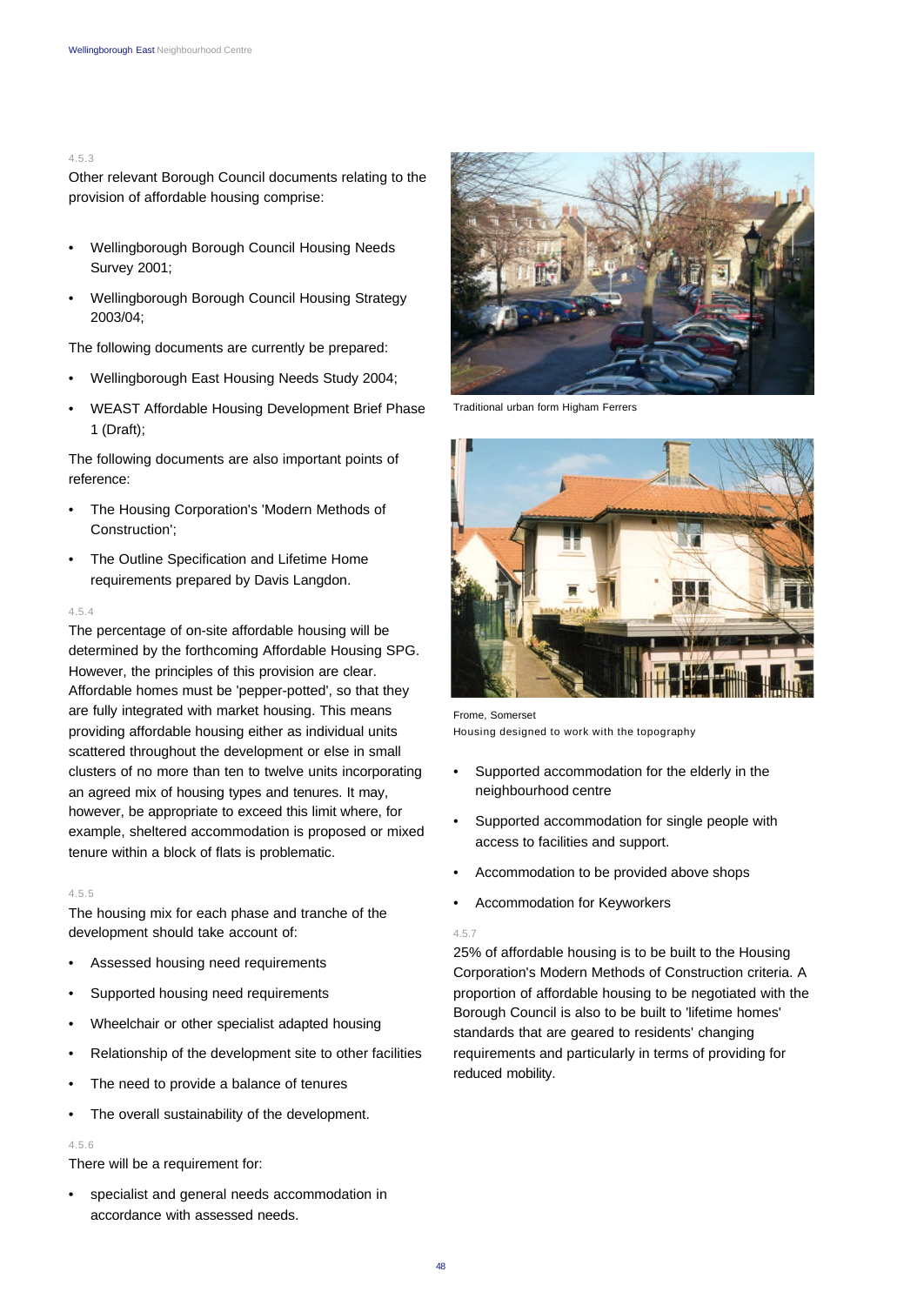4.5.3

Other relevant Borough Council documents relating to the provision of affordable housing comprise:

- Wellingborough Borough Council Housing Needs Survey 2001;
- Wellingborough Borough Council Housing Strategy 2003/04;

The following documents are currently be prepared:

- Wellingborough East Housing Needs Study 2004;
- WEAST Affordable Housing Development Brief Phase 1 (Draft);

The following documents are also important points of reference:

- The Housing Corporation's 'Modern Methods of Construction';
- The Outline Specification and Lifetime Home requirements prepared by Davis Langdon.

4.5.4

The percentage of on-site affordable housing will be determined by the forthcoming Affordable Housing SPG. However, the principles of this provision are clear. Affordable homes must be 'pepper-potted', so that they are fully integrated with market housing. This means providing affordable housing either as individual units scattered throughout the development or else in small clusters of no more than ten to twelve units incorporating an agreed mix of housing types and tenures. It may, however, be appropriate to exceed this limit where, for example, sheltered accommodation is proposed or mixed tenure within a block of flats is problematic.

4.5.5

The housing mix for each phase and tranche of the development should take account of:

- Assessed housing need requirements
- Supported housing need requirements
- Wheelchair or other specialist adapted housing
- Relationship of the development site to other facilities
- The need to provide a balance of tenures
- The overall sustainability of the development.

4.5.6

There will be a requirement for:

- specialist and general needs accommodation in accordance with assessed needs.

Traditional urban form Higham Ferrers

Frome, Somerset
Housing designed to work with the topography

- Supported accommodation for the elderly in the neighbourhood centre
- Supported accommodation for single people with access to facilities and support.
- Accommodation to be provided above shops
- Accommodation for Keyworkers

4.5.7

25% of affordable housing is to be built to the Housing Corporation's Modern Methods of Construction criteria. A proportion of affordable housing to be negotiated with the Borough Council is also to be built to 'lifetime homes' standards that are geared to residents' changing requirements and particularly in terms of providing for reduced mobility.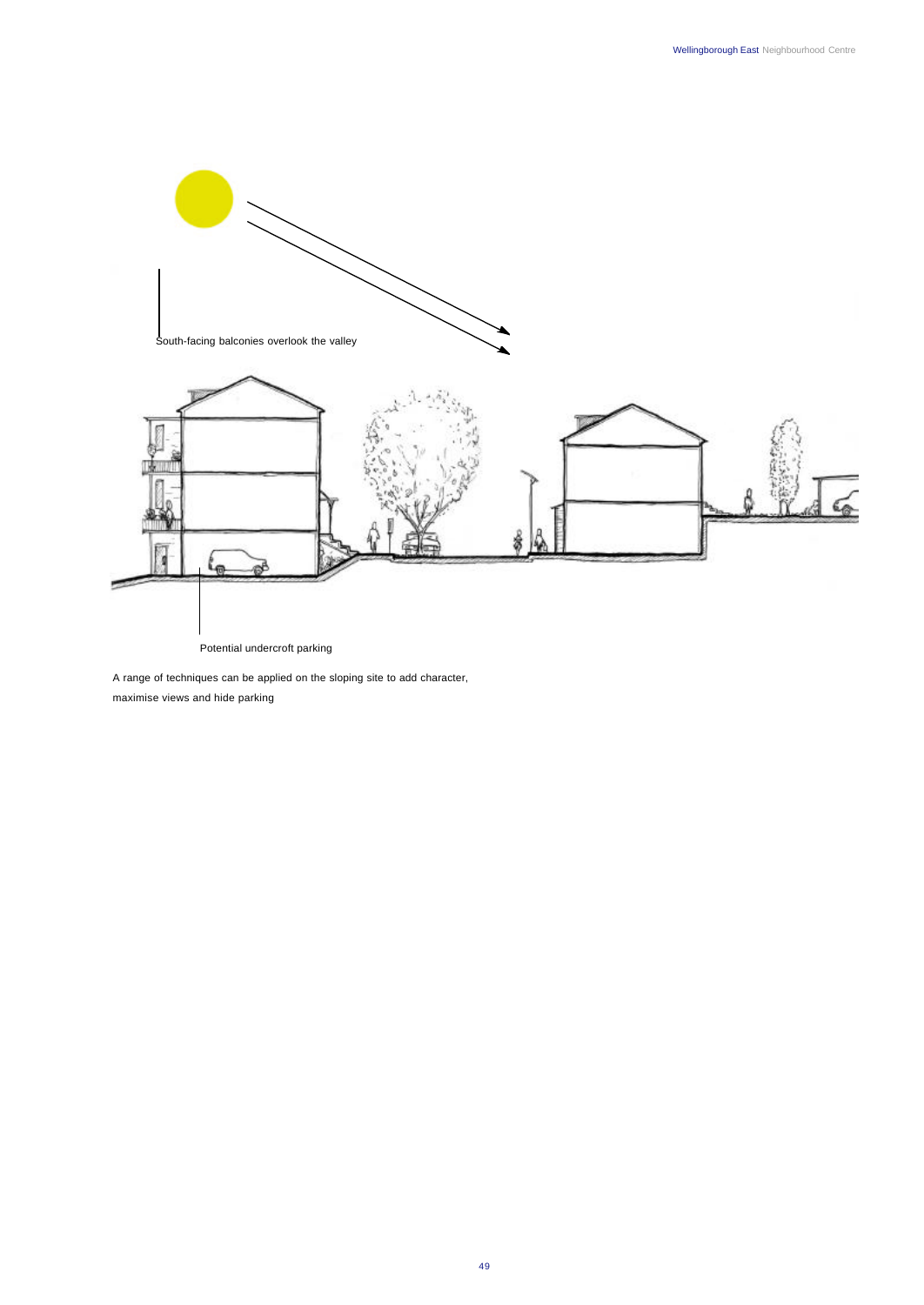South-facing balconies overlook the valley

Potential undercroft parking

A range of techniques can be applied on the sloping site to add character, maximise views and hide parking